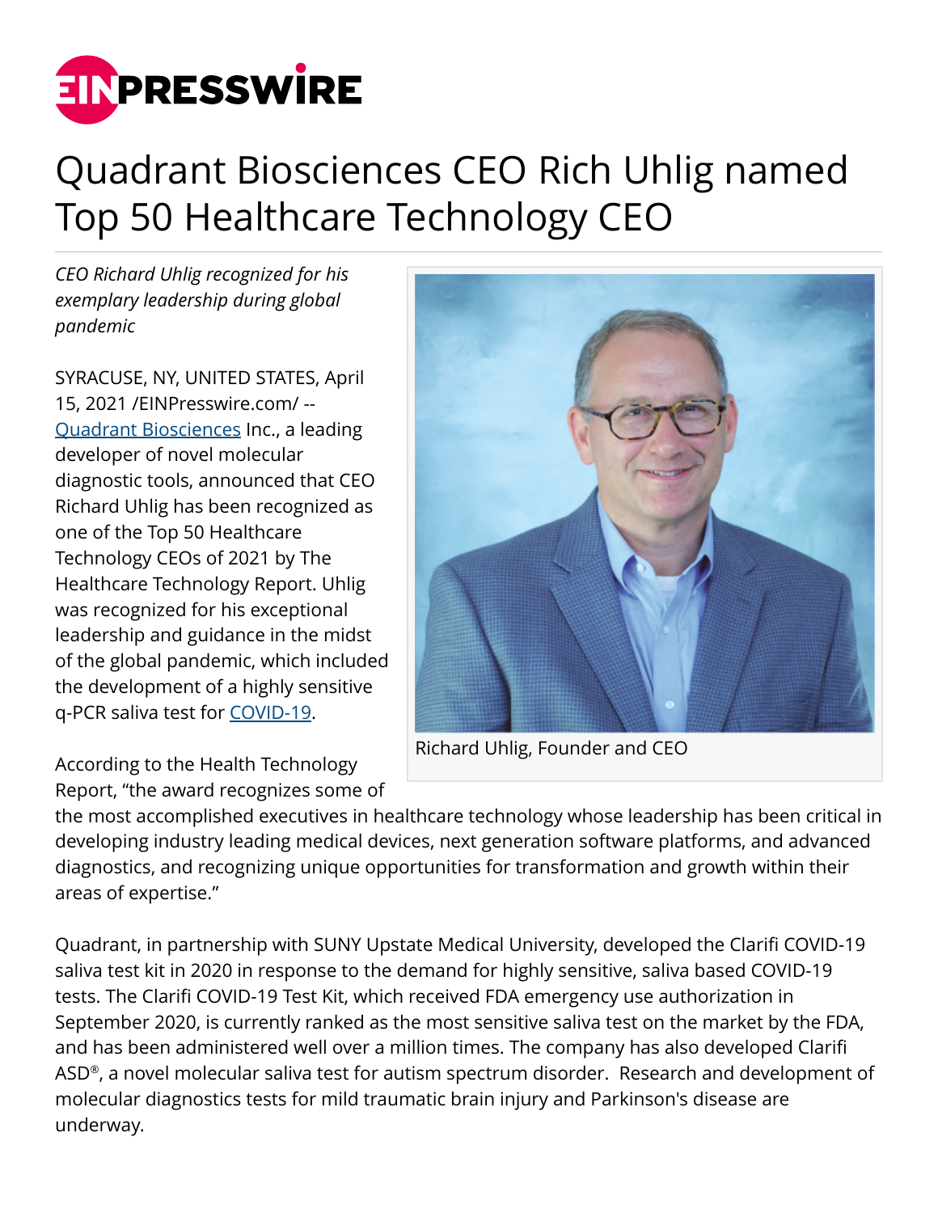# Quadrant Biosciences CEO Rich Uhlig named Top 50 Healthcare Technology CEO

*CEO Richard Uhlig recognized for his exemplary leadership during global pandemic*

SYRACUSE, NY, UNITED STATES, April 15, 2021 /EINPresswire.com/ -- Quadrant Biosciences Inc., a leading developer of novel molecular diagnostic tools, announced that CEO Richard Uhlig has been recognized as one of the Top 50 Healthcare Technology CEOs of 2021 by The Healthcare Technology Report. Uhlig was recognized for his exceptional leadership and guidance in the midst of the global pandemic, which included the development of a highly sensitive q-PCR saliva test for COVID-19.

Richard Uhlig, Founder and CEO

According to the Health Technology Report, "the award recognizes some of the most accomplished executives in healthcare technology whose leadership has been critical in developing industry leading medical devices, next generation software platforms, and advanced diagnostics, and recognizing unique opportunities for transformation and growth within their areas of expertise."

Quadrant, in partnership with SUNY Upstate Medical University, developed the Clarifi COVID-19 saliva test kit in 2020 in response to the demand for highly sensitive, saliva based COVID-19 tests. The Clarifi COVID-19 Test Kit, which received FDA emergency use authorization in September 2020, is currently ranked as the most sensitive saliva test on the market by the FDA, and has been administered well over a million times. The company has also developed Clarifi ASD®, a novel molecular saliva test for autism spectrum disorder. Research and development of molecular diagnostics tests for mild traumatic brain injury and Parkinson's disease are underway.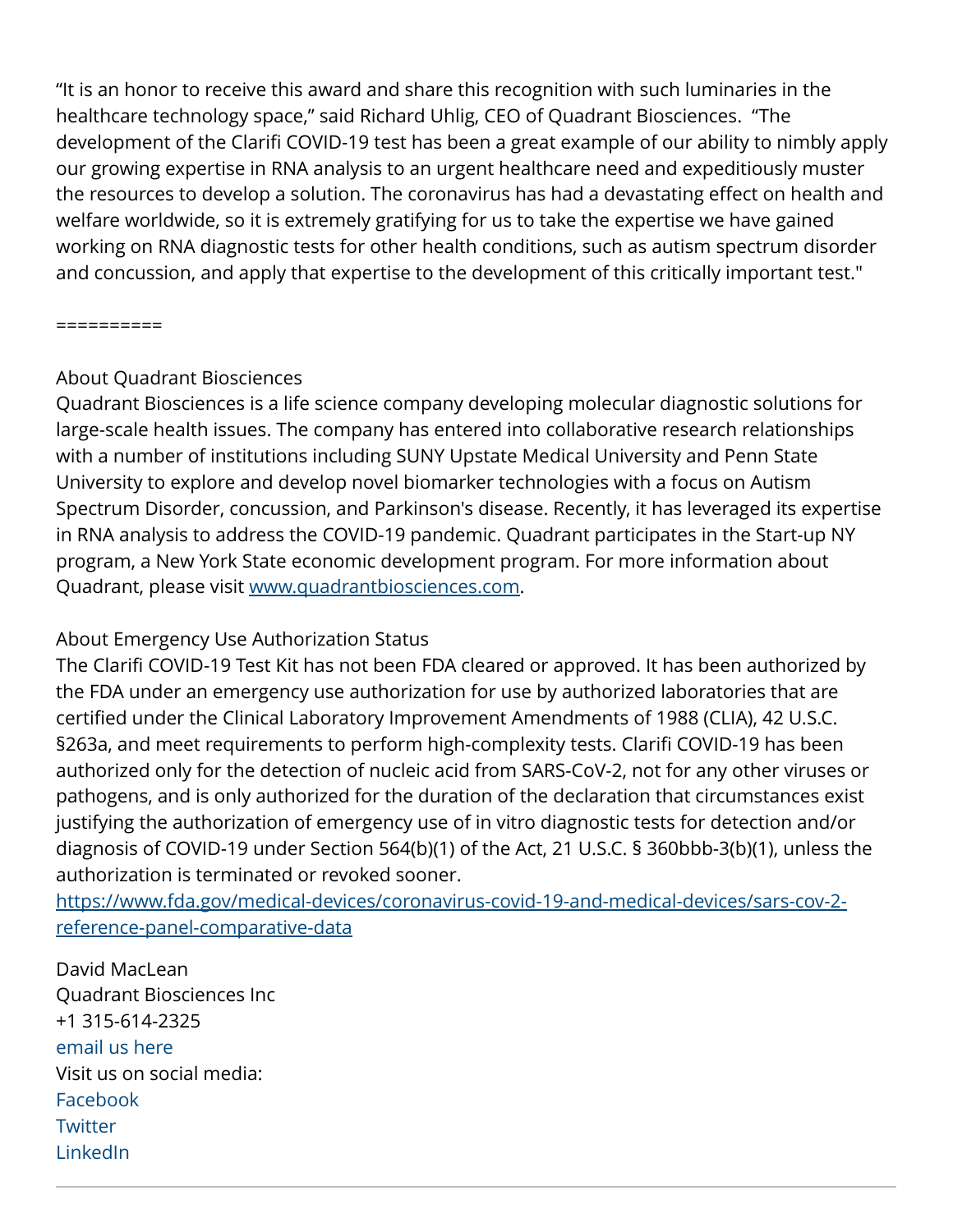“It is an honor to receive this award and share this recognition with such luminaries in the healthcare technology space,” said Richard Uhlig, CEO of Quadrant Biosciences. “The development of the Clarifi COVID-19 test has been a great example of our ability to nimbly apply our growing expertise in RNA analysis to an urgent healthcare need and expeditiously muster the resources to develop a solution. The coronavirus has had a devastating effect on health and welfare worldwide, so it is extremely gratifying for us to take the expertise we have gained working on RNA diagnostic tests for other health conditions, such as autism spectrum disorder and concussion, and apply that expertise to the development of this critically important test."

==========

About Quadrant Biosciences
Quadrant Biosciences is a life science company developing molecular diagnostic solutions for large-scale health issues. The company has entered into collaborative research relationships with a number of institutions including SUNY Upstate Medical University and Penn State University to explore and develop novel biomarker technologies with a focus on Autism Spectrum Disorder, concussion, and Parkinson's disease. Recently, it has leveraged its expertise in RNA analysis to address the COVID-19 pandemic. Quadrant participates in the Start-up NY program, a New York State economic development program. For more information about Quadrant, please visit [www.quadrantbiosciences.com](www.quadrantbiosciences.com).

About Emergency Use Authorization Status
The Clarifi COVID-19 Test Kit has not been FDA cleared or approved. It has been authorized by the FDA under an emergency use authorization for use by authorized laboratories that are certified under the Clinical Laboratory Improvement Amendments of 1988 (CLIA), 42 U.S.C. §263a, and meet requirements to perform high-complexity tests. Clarifi COVID-19 has been authorized only for the detection of nucleic acid from SARS-CoV-2, not for any other viruses or pathogens, and is only authorized for the duration of the declaration that circumstances exist justifying the authorization of emergency use of in vitro diagnostic tests for detection and/or diagnosis of COVID-19 under Section 564(b)(1) of the Act, 21 U.S.C. § 360bbb-3(b)(1), unless the authorization is terminated or revoked sooner.
https://www.fda.gov/medical-devices/coronavirus-covid-19-and-medical-devices/sars-cov-2-reference-panel-comparative-data

David MacLean
Quadrant Biosciences Inc
+1 315-614-2325
email us here
Visit us on social media:
Facebook
Twitter
LinkedIn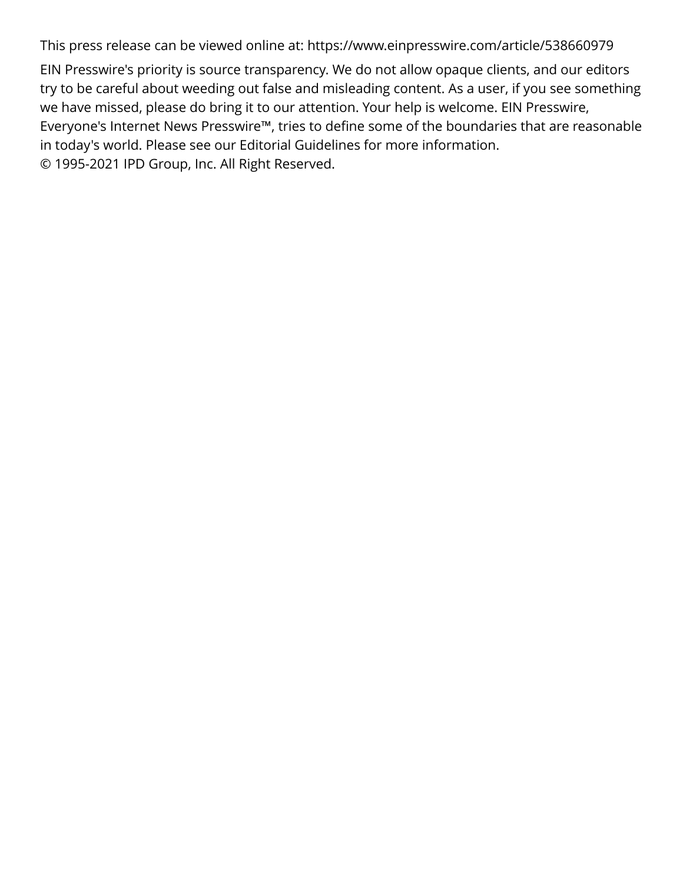This press release can be viewed online at: https://www.einpresswire.com/article/538660979

EIN Presswire's priority is source transparency. We do not allow opaque clients, and our editors try to be careful about weeding out false and misleading content. As a user, if you see something we have missed, please do bring it to our attention. Your help is welcome. EIN Presswire, Everyone's Internet News Presswire™, tries to define some of the boundaries that are reasonable in today's world. Please see our Editorial Guidelines for more information.
© 1995-2021 IPD Group, Inc. All Right Reserved.